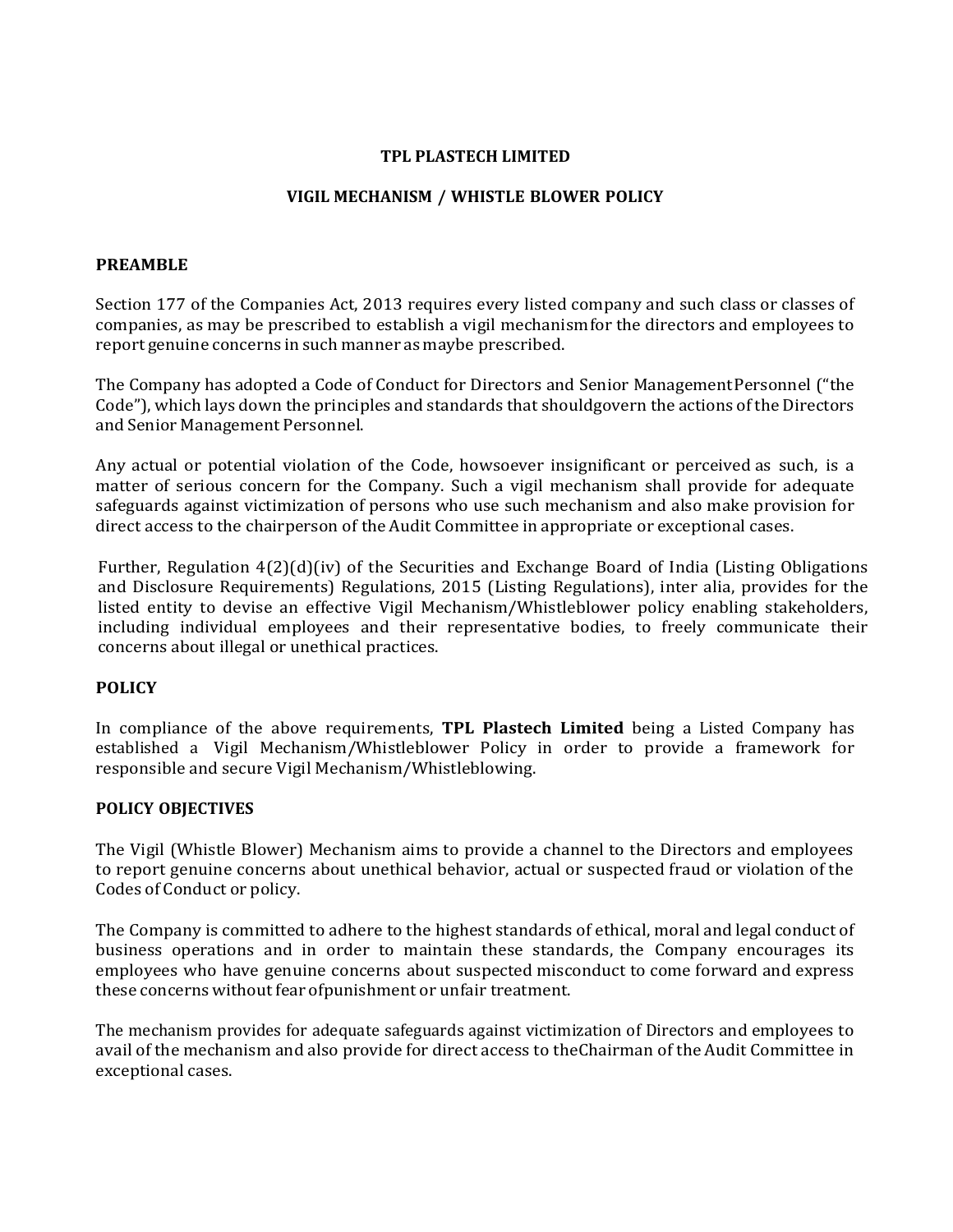# TPL PLASTECH LIMITED

## VIGIL MECHANISM / WHISTLE BLOWER POLICY

### PREAMBLE

Section 177 of the Companies Act, 2013 requires every listed company and such class or classes of companies, as may be prescribed to establish a vigil mechanism for the directors and employees to report genuine concerns in such manner as maybe prescribed.

The Company has adopted a Code of Conduct for Directors and Senior Management Personnel ("the Code"), which lays down the principles and standards that should govern the actions of the Directors and Senior Management Personnel.

Any actual or potential violation of the Code, howsoever insignificant or perceived as such, is a matter of serious concern for the Company. Such a vigil mechanism shall provide for adequate safeguards against victimization of persons who use such mechanism and also make provision for direct access to the chairperson of the Audit Committee in appropriate or exceptional cases.

Further, Regulation 4(2)(d)(iv) of the Securities and Exchange Board of India (Listing Obligations and Disclosure Requirements) Regulations, 2015 (Listing Regulations), inter alia, provides for the listed entity to devise an effective Vigil Mechanism/Whistleblower policy enabling stakeholders, including individual employees and their representative bodies, to freely communicate their concerns about illegal or unethical practices.

### POLICY

In compliance of the above requirements, **TPL Plastech Limited** being a Listed Company has established a Vigil Mechanism/Whistleblower Policy in order to provide a framework for responsible and secure Vigil Mechanism/Whistleblowing.

### POLICY OBJECTIVES

The Vigil (Whistle Blower) Mechanism aims to provide a channel to the Directors and employees to report genuine concerns about unethical behavior, actual or suspected fraud or violation of the Codes of Conduct or policy.

The Company is committed to adhere to the highest standards of ethical, moral and legal conduct of business operations and in order to maintain these standards, the Company encourages its employees who have genuine concerns about suspected misconduct to come forward and express these concerns without fear of punishment or unfair treatment.

The mechanism provides for adequate safeguards against victimization of Directors and employees to avail of the mechanism and also provide for direct access to the Chairman of the Audit Committee in exceptional cases.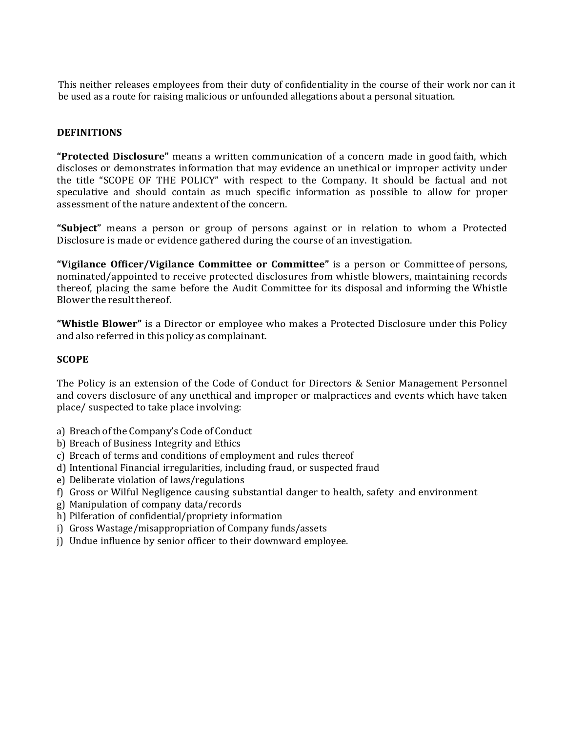This neither releases employees from their duty of confidentiality in the course of their work nor can it be used as a route for raising malicious or unfounded allegations about a personal situation.

## DEFINITIONS

**"Protected Disclosure"** means a written communication of a concern made in good faith, which discloses or demonstrates information that may evidence an unethical or improper activity under the title "SCOPE OF THE POLICY" with respect to the Company. It should be factual and not speculative and should contain as much specific information as possible to allow for proper assessment of the nature andextent of the concern.

**"Subject"** means a person or group of persons against or in relation to whom a Protected Disclosure is made or evidence gathered during the course of an investigation.

**"Vigilance Officer/Vigilance Committee or Committee"** is a person or Committee of persons, nominated/appointed to receive protected disclosures from whistle blowers, maintaining records thereof, placing the same before the Audit Committee for its disposal and informing the Whistle Blower the result thereof.

**"Whistle Blower"** is a Director or employee who makes a Protected Disclosure under this Policy and also referred in this policy as complainant.

## SCOPE

The Policy is an extension of the Code of Conduct for Directors & Senior Management Personnel and covers disclosure of any unethical and improper or malpractices and events which have taken place/ suspected to take place involving:

a) Breach of the Company's Code of Conduct
b) Breach of Business Integrity and Ethics
c) Breach of terms and conditions of employment and rules thereof
d) Intentional Financial irregularities, including fraud, or suspected fraud
e) Deliberate violation of laws/regulations
f) Gross or Wilful Negligence causing substantial danger to health, safety and environment
g) Manipulation of company data/records
h) Pilferation of confidential/propriety information
i) Gross Wastage/misappropriation of Company funds/assets
j) Undue influence by senior officer to their downward employee.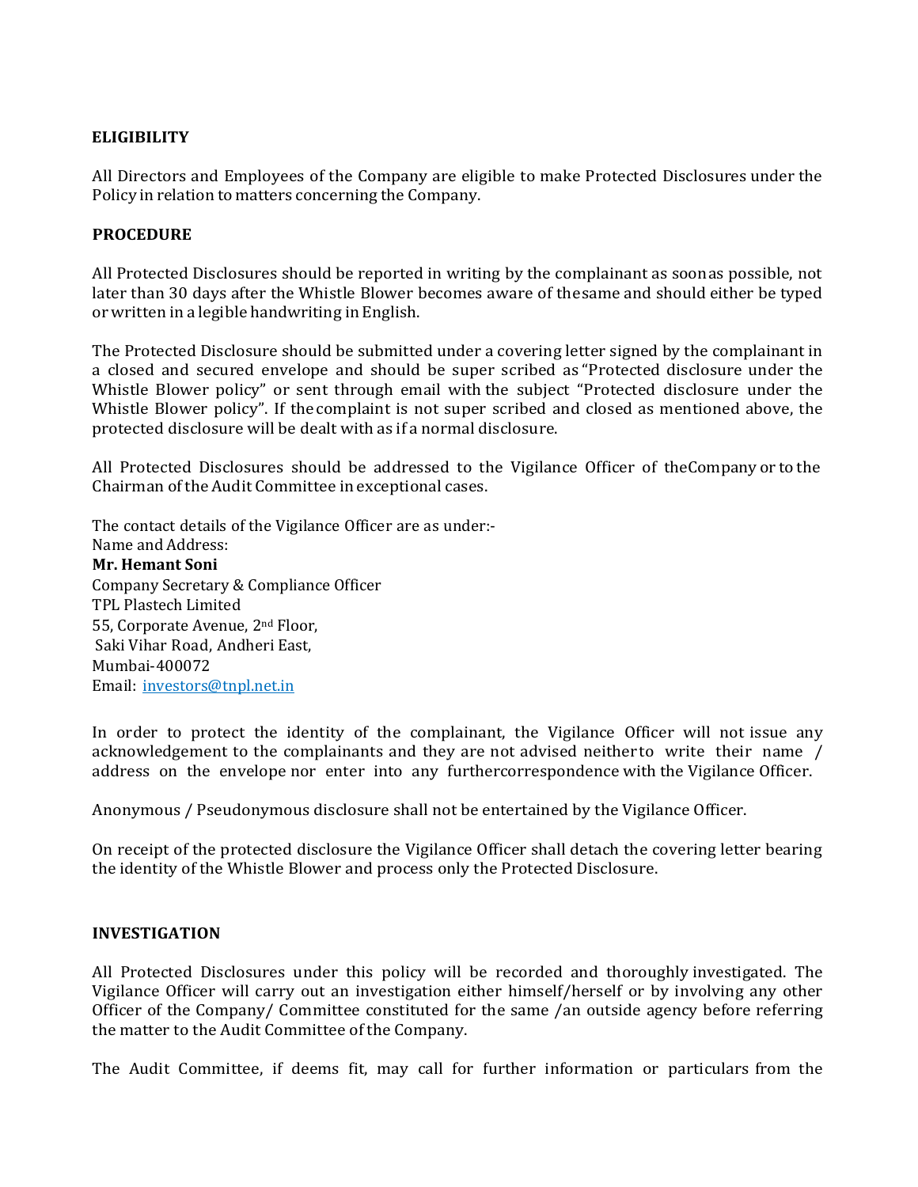**ELIGIBILITY**

All Directors and Employees of the Company are eligible to make Protected Disclosures under the Policy in relation to matters concerning the Company.

**PROCEDURE**

All Protected Disclosures should be reported in writing by the complainant as soonas possible, not later than 30 days after the Whistle Blower becomes aware of thesame and should either be typed or written in a legible handwriting in English.

The Protected Disclosure should be submitted under a covering letter signed by the complainant in a closed and secured envelope and should be super scribed as "Protected disclosure under the Whistle Blower policy" or sent through email with the subject "Protected disclosure under the Whistle Blower policy". If the complaint is not super scribed and closed as mentioned above, the protected disclosure will be dealt with as if a normal disclosure.

All Protected Disclosures should be addressed to the Vigilance Officer of theCompany or to the Chairman of the Audit Committee in exceptional cases.

The contact details of the Vigilance Officer are as under:-
Name and Address:
**Mr. Hemant Soni**
Company Secretary & Compliance Officer
TPL Plastech Limited
55, Corporate Avenue, 2nd Floor,
Saki Vihar Road, Andheri East,
Mumbai-400072
Email: investors@tnpl.net.in

In order to protect the identity of the complainant, the Vigilance Officer will not issue any acknowledgement to the complainants and they are not advised neitherto write their name / address on the envelope nor enter into any furthercorrespondence with the Vigilance Officer.

Anonymous / Pseudonymous disclosure shall not be entertained by the Vigilance Officer.

On receipt of the protected disclosure the Vigilance Officer shall detach the covering letter bearing the identity of the Whistle Blower and process only the Protected Disclosure.

**INVESTIGATION**

All Protected Disclosures under this policy will be recorded and thoroughly investigated. The Vigilance Officer will carry out an investigation either himself/herself or by involving any other Officer of the Company/ Committee constituted for the same /an outside agency before referring the matter to the Audit Committee of the Company.

The Audit Committee, if deems fit, may call for further information or particulars from the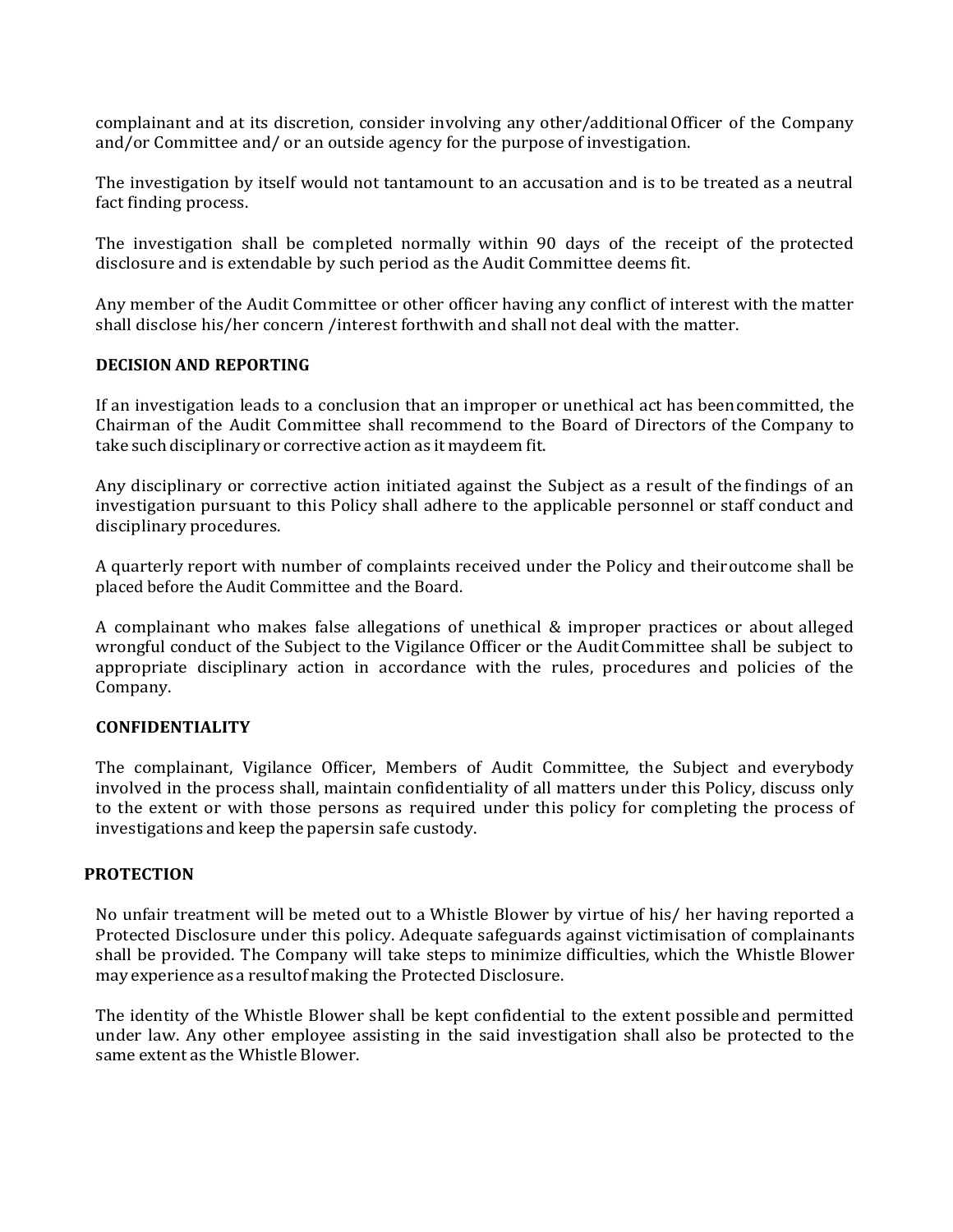complainant and at its discretion, consider involving any other/additional Officer of the Company and/or Committee and/ or an outside agency for the purpose of investigation.

The investigation by itself would not tantamount to an accusation and is to be treated as a neutral fact finding process.

The investigation shall be completed normally within 90 days of the receipt of the protected disclosure and is extendable by such period as the Audit Committee deems fit.

Any member of the Audit Committee or other officer having any conflict of interest with the matter shall disclose his/her concern /interest forthwith and shall not deal with the matter.

**DECISION AND REPORTING**

If an investigation leads to a conclusion that an improper or unethical act has been committed, the Chairman of the Audit Committee shall recommend to the Board of Directors of the Company to take such disciplinary or corrective action as it may deem fit.

Any disciplinary or corrective action initiated against the Subject as a result of the findings of an investigation pursuant to this Policy shall adhere to the applicable personnel or staff conduct and disciplinary procedures.

A quarterly report with number of complaints received under the Policy and their outcome shall be placed before the Audit Committee and the Board.

A complainant who makes false allegations of unethical & improper practices or about alleged wrongful conduct of the Subject to the Vigilance Officer or the Audit Committee shall be subject to appropriate disciplinary action in accordance with the rules, procedures and policies of the Company.

**CONFIDENTIALITY**

The complainant, Vigilance Officer, Members of Audit Committee, the Subject and everybody involved in the process shall, maintain confidentiality of all matters under this Policy, discuss only to the extent or with those persons as required under this policy for completing the process of investigations and keep the papers in safe custody.

**PROTECTION**

No unfair treatment will be meted out to a Whistle Blower by virtue of his/ her having reported a Protected Disclosure under this policy. Adequate safeguards against victimisation of complainants shall be provided. The Company will take steps to minimize difficulties, which the Whistle Blower may experience as a result of making the Protected Disclosure.

The identity of the Whistle Blower shall be kept confidential to the extent possible and permitted under law. Any other employee assisting in the said investigation shall also be protected to the same extent as the Whistle Blower.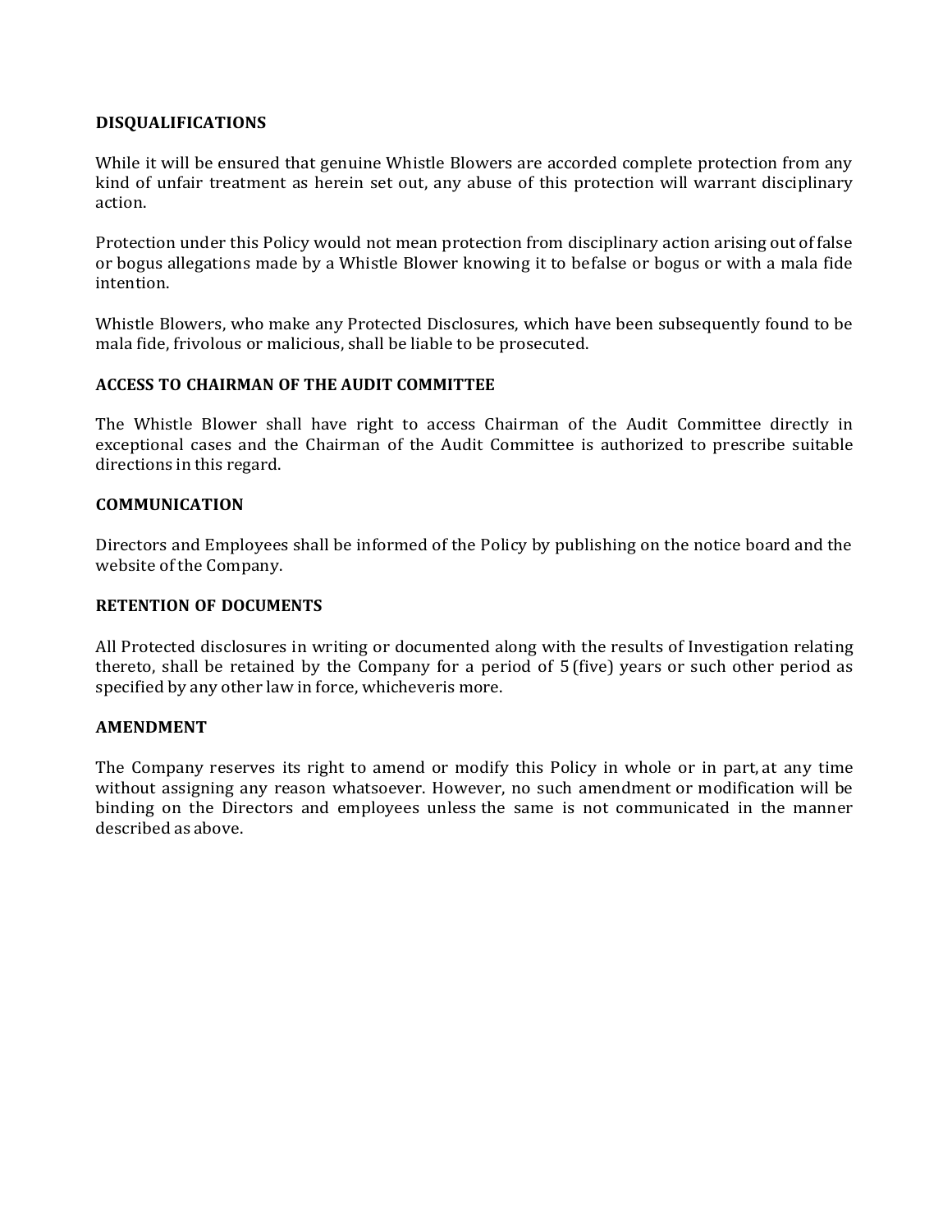**DISQUALIFICATIONS**

While it will be ensured that genuine Whistle Blowers are accorded complete protection from any kind of unfair treatment as herein set out, any abuse of this protection will warrant disciplinary action.

Protection under this Policy would not mean protection from disciplinary action arising out of false or bogus allegations made by a Whistle Blower knowing it to befalse or bogus or with a mala fide intention.

Whistle Blowers, who make any Protected Disclosures, which have been subsequently found to be mala fide, frivolous or malicious, shall be liable to be prosecuted.

**ACCESS TO CHAIRMAN OF THE AUDIT COMMITTEE**

The Whistle Blower shall have right to access Chairman of the Audit Committee directly in exceptional cases and the Chairman of the Audit Committee is authorized to prescribe suitable directions in this regard.

**COMMUNICATION**

Directors and Employees shall be informed of the Policy by publishing on the notice board and the website of the Company.

**RETENTION OF DOCUMENTS**

All Protected disclosures in writing or documented along with the results of Investigation relating thereto, shall be retained by the Company for a period of 5 (five) years or such other period as specified by any other law in force, whicheveris more.

**AMENDMENT**

The Company reserves its right to amend or modify this Policy in whole or in part, at any time without assigning any reason whatsoever. However, no such amendment or modification will be binding on the Directors and employees unless the same is not communicated in the manner described as above.